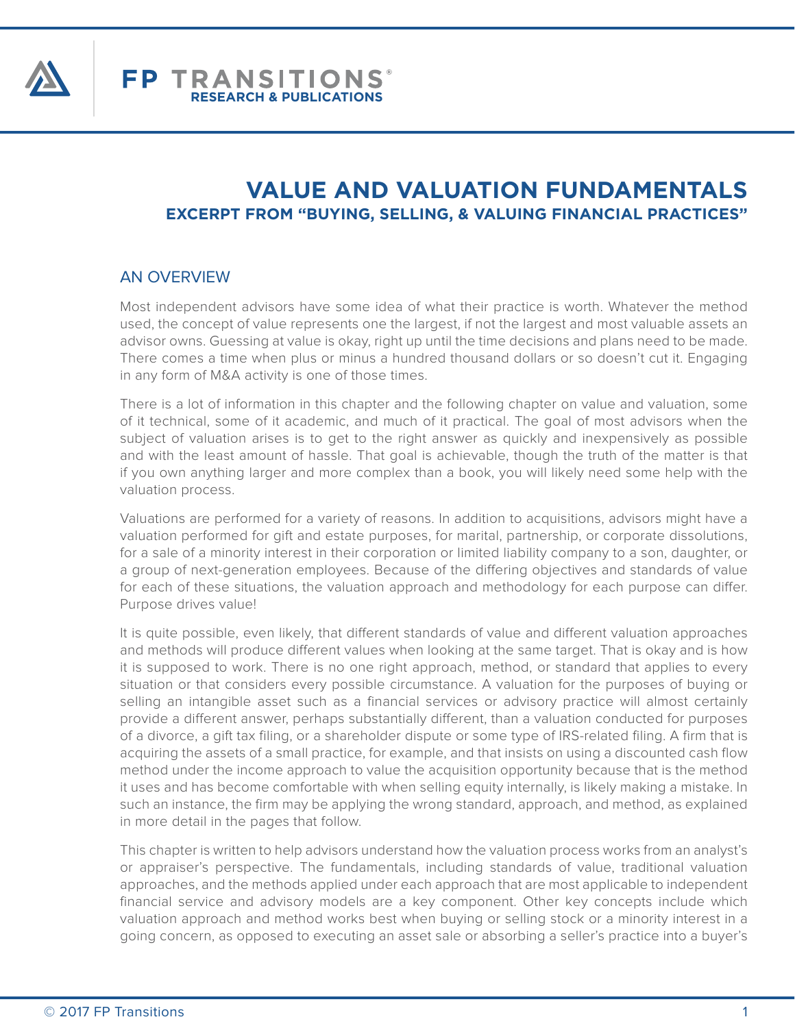# VALUE AND VALUATION FUNDAMENTALS

## EXCERPT FROM "BUYING, SELLING, & VALUING FINANCIAL PRACTICES"

### AN OVERVIEW

Most independent advisors have some idea of what their practice is worth. Whatever the method used, the concept of value represents one the largest, if not the largest and most valuable assets an advisor owns. Guessing at value is okay, right up until the time decisions and plans need to be made. There comes a time when plus or minus a hundred thousand dollars or so doesn't cut it. Engaging in any form of M&A activity is one of those times.

There is a lot of information in this chapter and the following chapter on value and valuation, some of it technical, some of it academic, and much of it practical. The goal of most advisors when the subject of valuation arises is to get to the right answer as quickly and inexpensively as possible and with the least amount of hassle. That goal is achievable, though the truth of the matter is that if you own anything larger and more complex than a book, you will likely need some help with the valuation process.

Valuations are performed for a variety of reasons. In addition to acquisitions, advisors might have a valuation performed for gift and estate purposes, for marital, partnership, or corporate dissolutions, for a sale of a minority interest in their corporation or limited liability company to a son, daughter, or a group of next-generation employees. Because of the differing objectives and standards of value for each of these situations, the valuation approach and methodology for each purpose can differ. Purpose drives value!

It is quite possible, even likely, that different standards of value and different valuation approaches and methods will produce different values when looking at the same target. That is okay and is how it is supposed to work. There is no one right approach, method, or standard that applies to every situation or that considers every possible circumstance. A valuation for the purposes of buying or selling an intangible asset such as a financial services or advisory practice will almost certainly provide a different answer, perhaps substantially different, than a valuation conducted for purposes of a divorce, a gift tax filing, or a shareholder dispute or some type of IRS-related filing. A firm that is acquiring the assets of a small practice, for example, and that insists on using a discounted cash flow method under the income approach to value the acquisition opportunity because that is the method it uses and has become comfortable with when selling equity internally, is likely making a mistake. In such an instance, the firm may be applying the wrong standard, approach, and method, as explained in more detail in the pages that follow.

This chapter is written to help advisors understand how the valuation process works from an analyst's or appraiser's perspective. The fundamentals, including standards of value, traditional valuation approaches, and the methods applied under each approach that are most applicable to independent financial service and advisory models are a key component. Other key concepts include which valuation approach and method works best when buying or selling stock or a minority interest in a going concern, as opposed to executing an asset sale or absorbing a seller's practice into a buyer's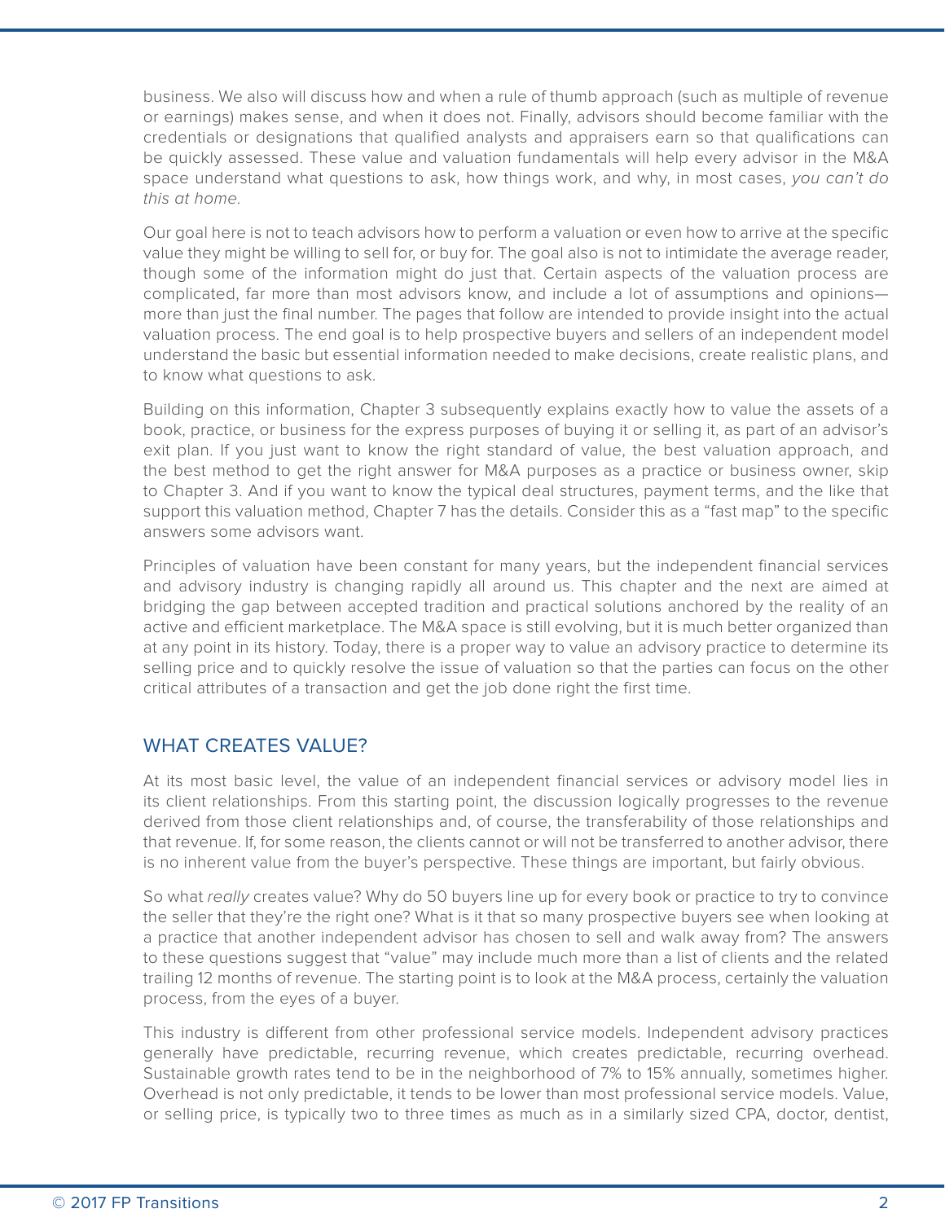business. We also will discuss how and when a rule of thumb approach (such as multiple of revenue or earnings) makes sense, and when it does not. Finally, advisors should become familiar with the credentials or designations that qualified analysts and appraisers earn so that qualifications can be quickly assessed. These value and valuation fundamentals will help every advisor in the M&A space understand what questions to ask, how things work, and why, in most cases, *you can't do this at home*.

Our goal here is not to teach advisors how to perform a valuation or even how to arrive at the specific value they might be willing to sell for, or buy for. The goal also is not to intimidate the average reader, though some of the information might do just that. Certain aspects of the valuation process are complicated, far more than most advisors know, and include a lot of assumptions and opinions—more than just the final number. The pages that follow are intended to provide insight into the actual valuation process. The end goal is to help prospective buyers and sellers of an independent model understand the basic but essential information needed to make decisions, create realistic plans, and to know what questions to ask.

Building on this information, Chapter 3 subsequently explains exactly how to value the assets of a book, practice, or business for the express purposes of buying it or selling it, as part of an advisor's exit plan. If you just want to know the right standard of value, the best valuation approach, and the best method to get the right answer for M&A purposes as a practice or business owner, skip to Chapter 3. And if you want to know the typical deal structures, payment terms, and the like that support this valuation method, Chapter 7 has the details. Consider this as a "fast map" to the specific answers some advisors want.

Principles of valuation have been constant for many years, but the independent financial services and advisory industry is changing rapidly all around us. This chapter and the next are aimed at bridging the gap between accepted tradition and practical solutions anchored by the reality of an active and efficient marketplace. The M&A space is still evolving, but it is much better organized than at any point in its history. Today, there is a proper way to value an advisory practice to determine its selling price and to quickly resolve the issue of valuation so that the parties can focus on the other critical attributes of a transaction and get the job done right the first time.

## WHAT CREATES VALUE?

At its most basic level, the value of an independent financial services or advisory model lies in its client relationships. From this starting point, the discussion logically progresses to the revenue derived from those client relationships and, of course, the transferability of those relationships and that revenue. If, for some reason, the clients cannot or will not be transferred to another advisor, there is no inherent value from the buyer's perspective. These things are important, but fairly obvious.

So what *really* creates value? Why do 50 buyers line up for every book or practice to try to convince the seller that they're the right one? What is it that so many prospective buyers see when looking at a practice that another independent advisor has chosen to sell and walk away from? The answers to these questions suggest that "value" may include much more than a list of clients and the related trailing 12 months of revenue. The starting point is to look at the M&A process, certainly the valuation process, from the eyes of a buyer.

This industry is different from other professional service models. Independent advisory practices generally have predictable, recurring revenue, which creates predictable, recurring overhead. Sustainable growth rates tend to be in the neighborhood of 7% to 15% annually, sometimes higher. Overhead is not only predictable, it tends to be lower than most professional service models. Value, or selling price, is typically two to three times as much as in a similarly sized CPA, doctor, dentist,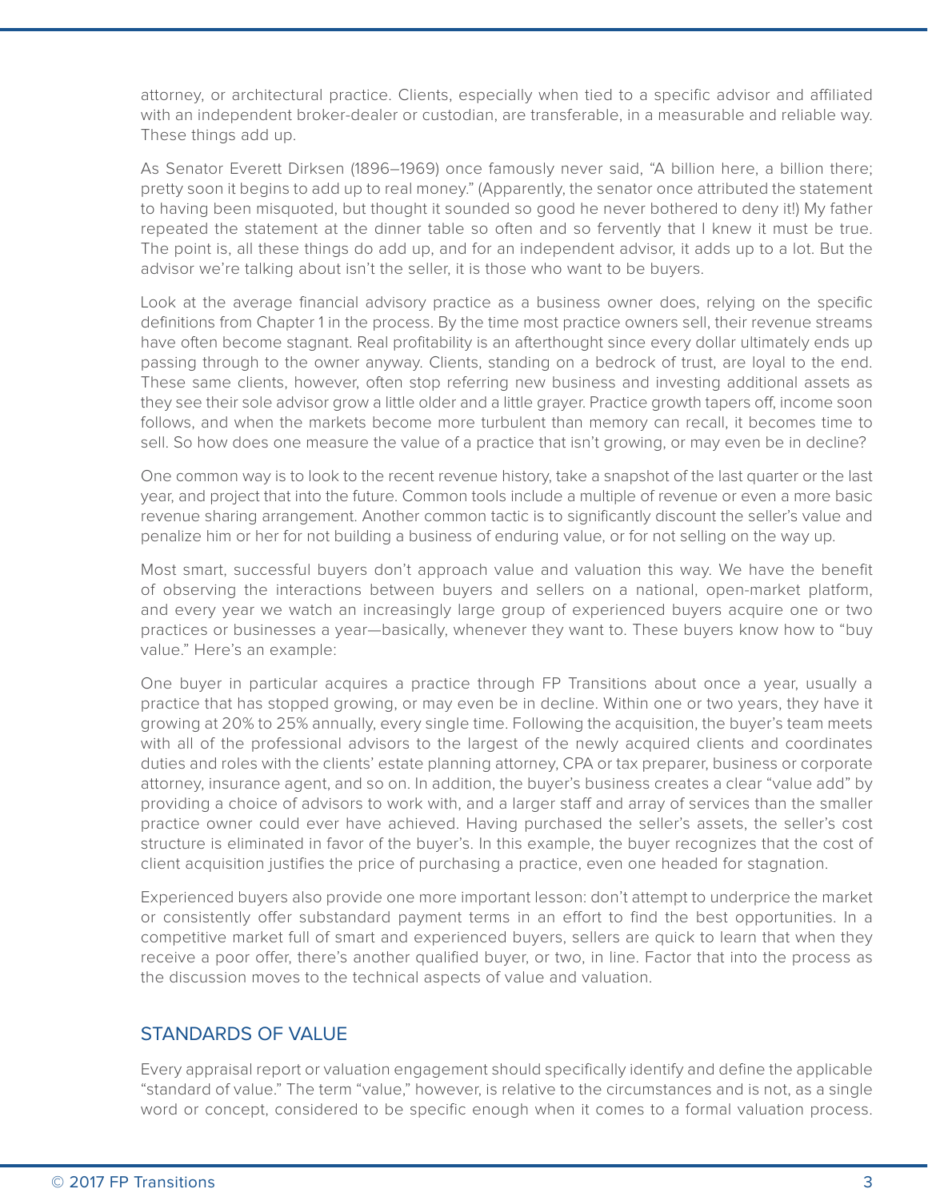attorney, or architectural practice. Clients, especially when tied to a specific advisor and affiliated with an independent broker-dealer or custodian, are transferable, in a measurable and reliable way. These things add up.

As Senator Everett Dirksen (1896–1969) once famously never said, "A billion here, a billion there; pretty soon it begins to add up to real money." (Apparently, the senator once attributed the statement to having been misquoted, but thought it sounded so good he never bothered to deny it!) My father repeated the statement at the dinner table so often and so fervently that I knew it must be true. The point is, all these things do add up, and for an independent advisor, it adds up to a lot. But the advisor we're talking about isn't the seller, it is those who want to be buyers.

Look at the average financial advisory practice as a business owner does, relying on the specific definitions from Chapter 1 in the process. By the time most practice owners sell, their revenue streams have often become stagnant. Real profitability is an afterthought since every dollar ultimately ends up passing through to the owner anyway. Clients, standing on a bedrock of trust, are loyal to the end. These same clients, however, often stop referring new business and investing additional assets as they see their sole advisor grow a little older and a little grayer. Practice growth tapers off, income soon follows, and when the markets become more turbulent than memory can recall, it becomes time to sell. So how does one measure the value of a practice that isn't growing, or may even be in decline?

One common way is to look to the recent revenue history, take a snapshot of the last quarter or the last year, and project that into the future. Common tools include a multiple of revenue or even a more basic revenue sharing arrangement. Another common tactic is to significantly discount the seller's value and penalize him or her for not building a business of enduring value, or for not selling on the way up.

Most smart, successful buyers don't approach value and valuation this way. We have the benefit of observing the interactions between buyers and sellers on a national, open-market platform, and every year we watch an increasingly large group of experienced buyers acquire one or two practices or businesses a year—basically, whenever they want to. These buyers know how to "buy value." Here's an example:

One buyer in particular acquires a practice through FP Transitions about once a year, usually a practice that has stopped growing, or may even be in decline. Within one or two years, they have it growing at 20% to 25% annually, every single time. Following the acquisition, the buyer's team meets with all of the professional advisors to the largest of the newly acquired clients and coordinates duties and roles with the clients' estate planning attorney, CPA or tax preparer, business or corporate attorney, insurance agent, and so on. In addition, the buyer's business creates a clear "value add" by providing a choice of advisors to work with, and a larger staff and array of services than the smaller practice owner could ever have achieved. Having purchased the seller's assets, the seller's cost structure is eliminated in favor of the buyer's. In this example, the buyer recognizes that the cost of client acquisition justifies the price of purchasing a practice, even one headed for stagnation.

Experienced buyers also provide one more important lesson: don't attempt to underprice the market or consistently offer substandard payment terms in an effort to find the best opportunities. In a competitive market full of smart and experienced buyers, sellers are quick to learn that when they receive a poor offer, there's another qualified buyer, or two, in line. Factor that into the process as the discussion moves to the technical aspects of value and valuation.

## STANDARDS OF VALUE

Every appraisal report or valuation engagement should specifically identify and define the applicable "standard of value." The term "value," however, is relative to the circumstances and is not, as a single word or concept, considered to be specific enough when it comes to a formal valuation process.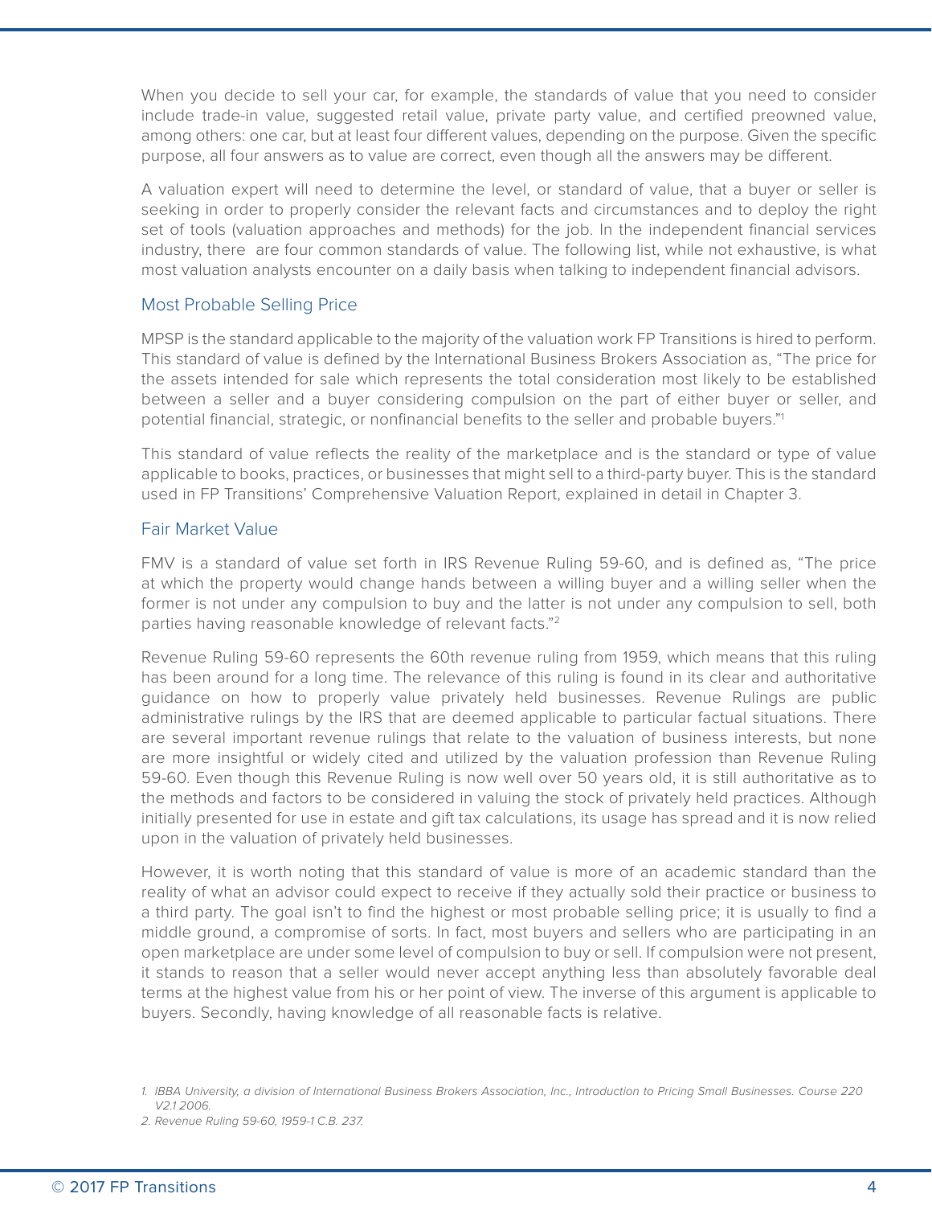When you decide to sell your car, for example, the standards of value that you need to consider include trade-in value, suggested retail value, private party value, and certified preowned value, among others: one car, but at least four different values, depending on the purpose. Given the specific purpose, all four answers as to value are correct, even though all the answers may be different.

A valuation expert will need to determine the level, or standard of value, that a buyer or seller is seeking in order to properly consider the relevant facts and circumstances and to deploy the right set of tools (valuation approaches and methods) for the job. In the independent financial services industry, there are four common standards of value. The following list, while not exhaustive, is what most valuation analysts encounter on a daily basis when talking to independent financial advisors.

### Most Probable Selling Price

MPSP is the standard applicable to the majority of the valuation work FP Transitions is hired to perform. This standard of value is defined by the International Business Brokers Association as, "The price for the assets intended for sale which represents the total consideration most likely to be established between a seller and a buyer considering compulsion on the part of either buyer or seller, and potential financial, strategic, or nonfinancial benefits to the seller and probable buyers."[1]

This standard of value reflects the reality of the marketplace and is the standard or type of value applicable to books, practices, or businesses that might sell to a third-party buyer. This is the standard used in FP Transitions' Comprehensive Valuation Report, explained in detail in Chapter 3.

### Fair Market Value

FMV is a standard of value set forth in IRS Revenue Ruling 59-60, and is defined as, "The price at which the property would change hands between a willing buyer and a willing seller when the former is not under any compulsion to buy and the latter is not under any compulsion to sell, both parties having reasonable knowledge of relevant facts."[2]

Revenue Ruling 59-60 represents the 60th revenue ruling from 1959, which means that this ruling has been around for a long time. The relevance of this ruling is found in its clear and authoritative guidance on how to properly value privately held businesses. Revenue Rulings are public administrative rulings by the IRS that are deemed applicable to particular factual situations. There are several important revenue rulings that relate to the valuation of business interests, but none are more insightful or widely cited and utilized by the valuation profession than Revenue Ruling 59-60. Even though this Revenue Ruling is now well over 50 years old, it is still authoritative as to the methods and factors to be considered in valuing the stock of privately held practices. Although initially presented for use in estate and gift tax calculations, its usage has spread and it is now relied upon in the valuation of privately held businesses.

However, it is worth noting that this standard of value is more of an academic standard than the reality of what an advisor could expect to receive if they actually sold their practice or business to a third party. The goal isn't to find the highest or most probable selling price; it is usually to find a middle ground, a compromise of sorts. In fact, most buyers and sellers who are participating in an open marketplace are under some level of compulsion to buy or sell. If compulsion were not present, it stands to reason that a seller would never accept anything less than absolutely favorable deal terms at the highest value from his or her point of view. The inverse of this argument is applicable to buyers. Secondly, having knowledge of all reasonable facts is relative.

---

1. *IBBA University, a division of International Business Brokers Association, Inc., Introduction to Pricing Small Businesses. Course 220 V2.1 2006.*
2. *Revenue Ruling 59-60, 1959-1 C.B. 237.*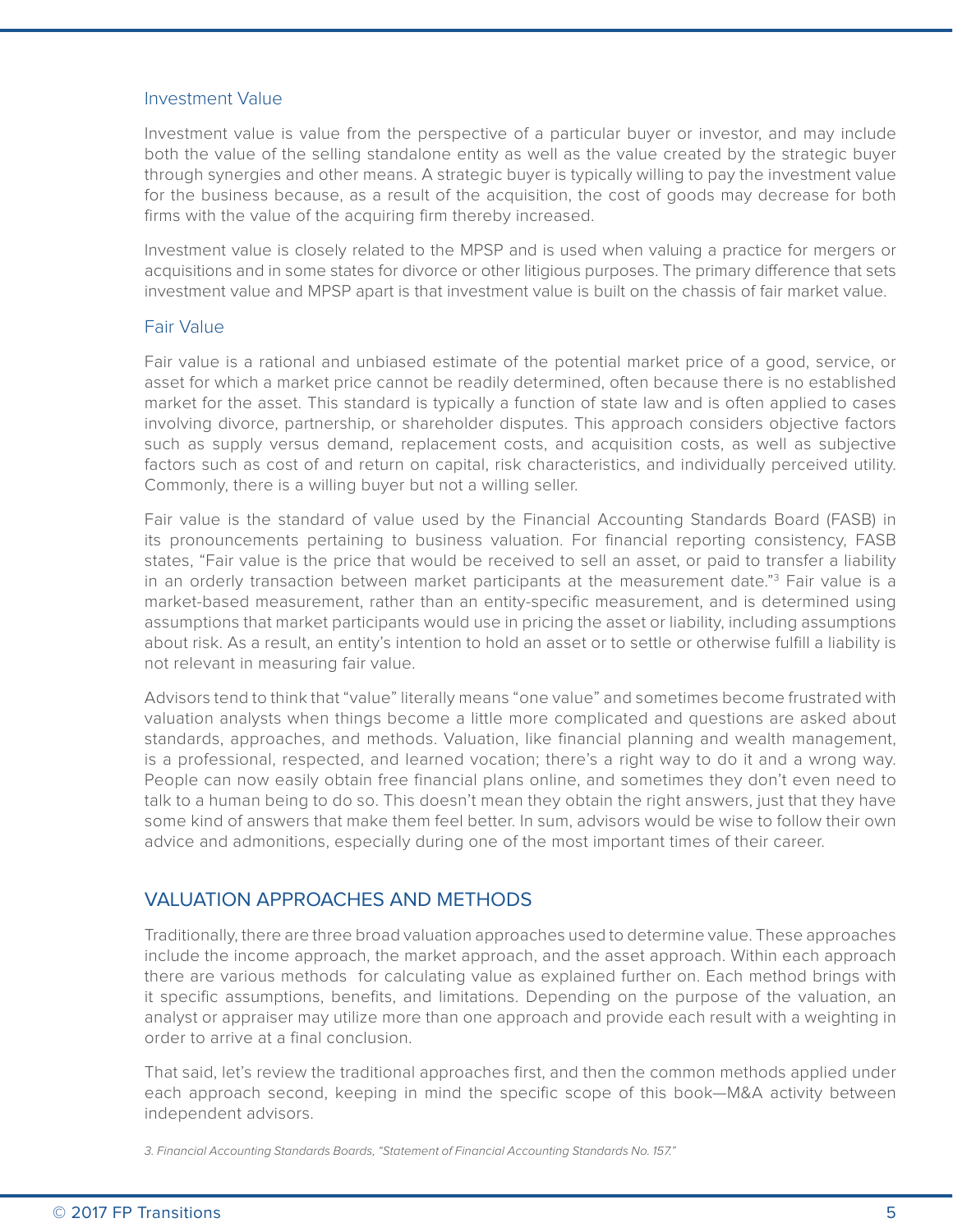### Investment Value

Investment value is value from the perspective of a particular buyer or investor, and may include both the value of the selling standalone entity as well as the value created by the strategic buyer through synergies and other means. A strategic buyer is typically willing to pay the investment value for the business because, as a result of the acquisition, the cost of goods may decrease for both firms with the value of the acquiring firm thereby increased.

Investment value is closely related to the MPSP and is used when valuing a practice for mergers or acquisitions and in some states for divorce or other litigious purposes. The primary difference that sets investment value and MPSP apart is that investment value is built on the chassis of fair market value.

### Fair Value

Fair value is a rational and unbiased estimate of the potential market price of a good, service, or asset for which a market price cannot be readily determined, often because there is no established market for the asset. This standard is typically a function of state law and is often applied to cases involving divorce, partnership, or shareholder disputes. This approach considers objective factors such as supply versus demand, replacement costs, and acquisition costs, as well as subjective factors such as cost of and return on capital, risk characteristics, and individually perceived utility. Commonly, there is a willing buyer but not a willing seller.

Fair value is the standard of value used by the Financial Accounting Standards Board (FASB) in its pronouncements pertaining to business valuation. For financial reporting consistency, FASB states, "Fair value is the price that would be received to sell an asset, or paid to transfer a liability in an orderly transaction between market participants at the measurement date."[3] Fair value is a market-based measurement, rather than an entity-specific measurement, and is determined using assumptions that market participants would use in pricing the asset or liability, including assumptions about risk. As a result, an entity's intention to hold an asset or to settle or otherwise fulfill a liability is not relevant in measuring fair value.

Advisors tend to think that "value" literally means "one value" and sometimes become frustrated with valuation analysts when things become a little more complicated and questions are asked about standards, approaches, and methods. Valuation, like financial planning and wealth management, is a professional, respected, and learned vocation; there's a right way to do it and a wrong way. People can now easily obtain free financial plans online, and sometimes they don't even need to talk to a human being to do so. This doesn't mean they obtain the right answers, just that they have some kind of answers that make them feel better. In sum, advisors would be wise to follow their own advice and admonitions, especially during one of the most important times of their career.

## VALUATION APPROACHES AND METHODS

Traditionally, there are three broad valuation approaches used to determine value. These approaches include the income approach, the market approach, and the asset approach. Within each approach there are various methods for calculating value as explained further on. Each method brings with it specific assumptions, benefits, and limitations. Depending on the purpose of the valuation, an analyst or appraiser may utilize more than one approach and provide each result with a weighting in order to arrive at a final conclusion.

That said, let's review the traditional approaches first, and then the common methods applied under each approach second, keeping in mind the specific scope of this book—M&A activity between independent advisors.

*3. Financial Accounting Standards Boards, "Statement of Financial Accounting Standards No. 157."*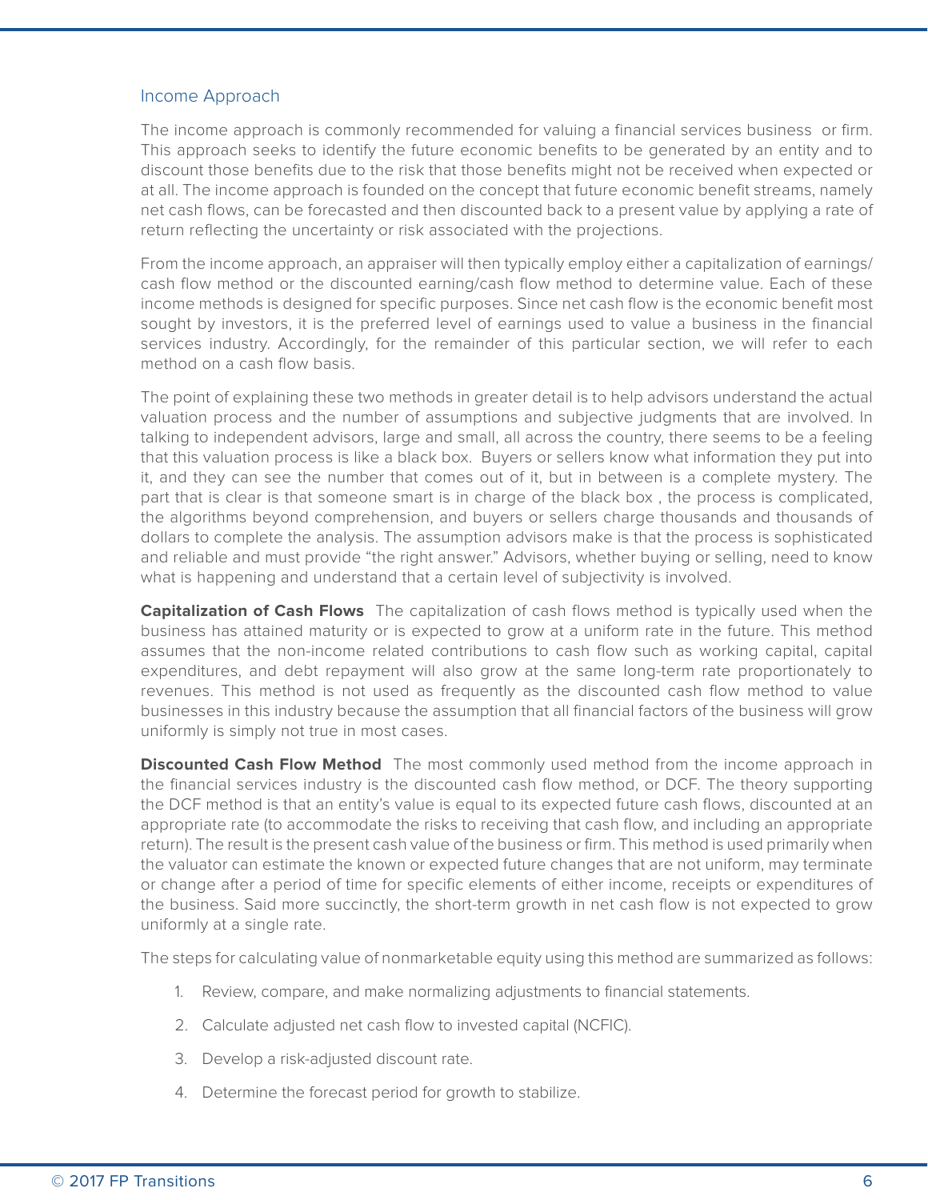## Income Approach

The income approach is commonly recommended for valuing a financial services business or firm. This approach seeks to identify the future economic benefits to be generated by an entity and to discount those benefits due to the risk that those benefits might not be received when expected or at all. The income approach is founded on the concept that future economic benefit streams, namely net cash flows, can be forecasted and then discounted back to a present value by applying a rate of return reflecting the uncertainty or risk associated with the projections.

From the income approach, an appraiser will then typically employ either a capitalization of earnings/cash flow method or the discounted earning/cash flow method to determine value. Each of these income methods is designed for specific purposes. Since net cash flow is the economic benefit most sought by investors, it is the preferred level of earnings used to value a business in the financial services industry. Accordingly, for the remainder of this particular section, we will refer to each method on a cash flow basis.

The point of explaining these two methods in greater detail is to help advisors understand the actual valuation process and the number of assumptions and subjective judgments that are involved. In talking to independent advisors, large and small, all across the country, there seems to be a feeling that this valuation process is like a black box. Buyers or sellers know what information they put into it, and they can see the number that comes out of it, but in between is a complete mystery. The part that is clear is that someone smart is in charge of the black box , the process is complicated, the algorithms beyond comprehension, and buyers or sellers charge thousands and thousands of dollars to complete the analysis. The assumption advisors make is that the process is sophisticated and reliable and must provide "the right answer." Advisors, whether buying or selling, need to know what is happening and understand that a certain level of subjectivity is involved.

**Capitalization of Cash Flows** The capitalization of cash flows method is typically used when the business has attained maturity or is expected to grow at a uniform rate in the future. This method assumes that the non-income related contributions to cash flow such as working capital, capital expenditures, and debt repayment will also grow at the same long-term rate proportionately to revenues. This method is not used as frequently as the discounted cash flow method to value businesses in this industry because the assumption that all financial factors of the business will grow uniformly is simply not true in most cases.

**Discounted Cash Flow Method** The most commonly used method from the income approach in the financial services industry is the discounted cash flow method, or DCF. The theory supporting the DCF method is that an entity's value is equal to its expected future cash flows, discounted at an appropriate rate (to accommodate the risks to receiving that cash flow, and including an appropriate return). The result is the present cash value of the business or firm. This method is used primarily when the valuator can estimate the known or expected future changes that are not uniform, may terminate or change after a period of time for specific elements of either income, receipts or expenditures of the business. Said more succinctly, the short-term growth in net cash flow is not expected to grow uniformly at a single rate.

The steps for calculating value of nonmarketable equity using this method are summarized as follows:

1. Review, compare, and make normalizing adjustments to financial statements.
2. Calculate adjusted net cash flow to invested capital (NCFIC).
3. Develop a risk-adjusted discount rate.
4. Determine the forecast period for growth to stabilize.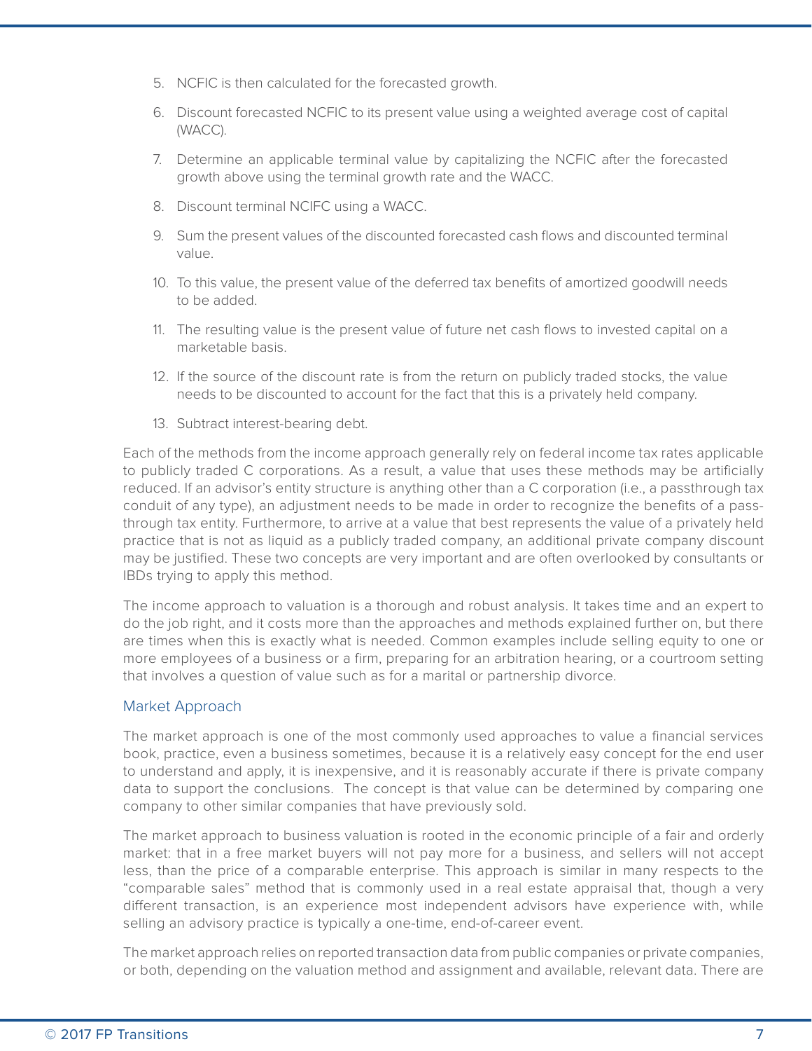5. NCFIC is then calculated for the forecasted growth.
6. Discount forecasted NCFIC to its present value using a weighted average cost of capital (WACC).
7. Determine an applicable terminal value by capitalizing the NCFIC after the forecasted growth above using the terminal growth rate and the WACC.
8. Discount terminal NCIFC using a WACC.
9. Sum the present values of the discounted forecasted cash flows and discounted terminal value.
10. To this value, the present value of the deferred tax benefits of amortized goodwill needs to be added.
11. The resulting value is the present value of future net cash flows to invested capital on a marketable basis.
12. If the source of the discount rate is from the return on publicly traded stocks, the value needs to be discounted to account for the fact that this is a privately held company.
13. Subtract interest-bearing debt.

Each of the methods from the income approach generally rely on federal income tax rates applicable to publicly traded C corporations. As a result, a value that uses these methods may be artificially reduced. If an advisor's entity structure is anything other than a C corporation (i.e., a passthrough tax conduit of any type), an adjustment needs to be made in order to recognize the benefits of a pass-through tax entity. Furthermore, to arrive at a value that best represents the value of a privately held practice that is not as liquid as a publicly traded company, an additional private company discount may be justified. These two concepts are very important and are often overlooked by consultants or IBDs trying to apply this method.

The income approach to valuation is a thorough and robust analysis. It takes time and an expert to do the job right, and it costs more than the approaches and methods explained further on, but there are times when this is exactly what is needed. Common examples include selling equity to one or more employees of a business or a firm, preparing for an arbitration hearing, or a courtroom setting that involves a question of value such as for a marital or partnership divorce.

## Market Approach

The market approach is one of the most commonly used approaches to value a financial services book, practice, even a business sometimes, because it is a relatively easy concept for the end user to understand and apply, it is inexpensive, and it is reasonably accurate if there is private company data to support the conclusions. The concept is that value can be determined by comparing one company to other similar companies that have previously sold.

The market approach to business valuation is rooted in the economic principle of a fair and orderly market: that in a free market buyers will not pay more for a business, and sellers will not accept less, than the price of a comparable enterprise. This approach is similar in many respects to the "comparable sales" method that is commonly used in a real estate appraisal that, though a very different transaction, is an experience most independent advisors have experience with, while selling an advisory practice is typically a one-time, end-of-career event.

The market approach relies on reported transaction data from public companies or private companies, or both, depending on the valuation method and assignment and available, relevant data. There are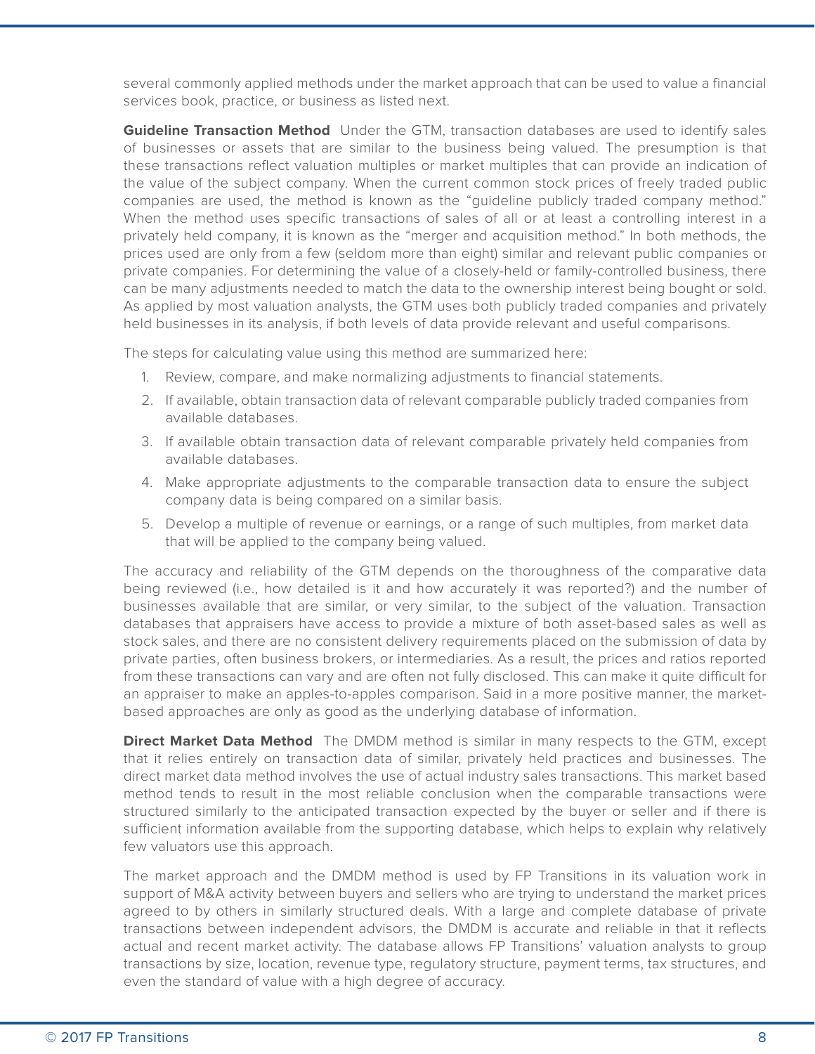several commonly applied methods under the market approach that can be used to value a financial services book, practice, or business as listed next.

**Guideline Transaction Method** Under the GTM, transaction databases are used to identify sales of businesses or assets that are similar to the business being valued. The presumption is that these transactions reflect valuation multiples or market multiples that can provide an indication of the value of the subject company. When the current common stock prices of freely traded public companies are used, the method is known as the "guideline publicly traded company method." When the method uses specific transactions of sales of all or at least a controlling interest in a privately held company, it is known as the "merger and acquisition method." In both methods, the prices used are only from a few (seldom more than eight) similar and relevant public companies or private companies. For determining the value of a closely-held or family-controlled business, there can be many adjustments needed to match the data to the ownership interest being bought or sold. As applied by most valuation analysts, the GTM uses both publicly traded companies and privately held businesses in its analysis, if both levels of data provide relevant and useful comparisons.

The steps for calculating value using this method are summarized here:

1. Review, compare, and make normalizing adjustments to financial statements.
2. If available, obtain transaction data of relevant comparable publicly traded companies from available databases.
3. If available obtain transaction data of relevant comparable privately held companies from available databases.
4. Make appropriate adjustments to the comparable transaction data to ensure the subject company data is being compared on a similar basis.
5. Develop a multiple of revenue or earnings, or a range of such multiples, from market data that will be applied to the company being valued.

The accuracy and reliability of the GTM depends on the thoroughness of the comparative data being reviewed (i.e., how detailed is it and how accurately it was reported?) and the number of businesses available that are similar, or very similar, to the subject of the valuation. Transaction databases that appraisers have access to provide a mixture of both asset-based sales as well as stock sales, and there are no consistent delivery requirements placed on the submission of data by private parties, often business brokers, or intermediaries. As a result, the prices and ratios reported from these transactions can vary and are often not fully disclosed. This can make it quite difficult for an appraiser to make an apples-to-apples comparison. Said in a more positive manner, the market-based approaches are only as good as the underlying database of information.

**Direct Market Data Method** The DMDM method is similar in many respects to the GTM, except that it relies entirely on transaction data of similar, privately held practices and businesses. The direct market data method involves the use of actual industry sales transactions. This market based method tends to result in the most reliable conclusion when the comparable transactions were structured similarly to the anticipated transaction expected by the buyer or seller and if there is sufficient information available from the supporting database, which helps to explain why relatively few valuators use this approach.

The market approach and the DMDM method is used by FP Transitions in its valuation work in support of M&A activity between buyers and sellers who are trying to understand the market prices agreed to by others in similarly structured deals. With a large and complete database of private transactions between independent advisors, the DMDM is accurate and reliable in that it reflects actual and recent market activity. The database allows FP Transitions' valuation analysts to group transactions by size, location, revenue type, regulatory structure, payment terms, tax structures, and even the standard of value with a high degree of accuracy.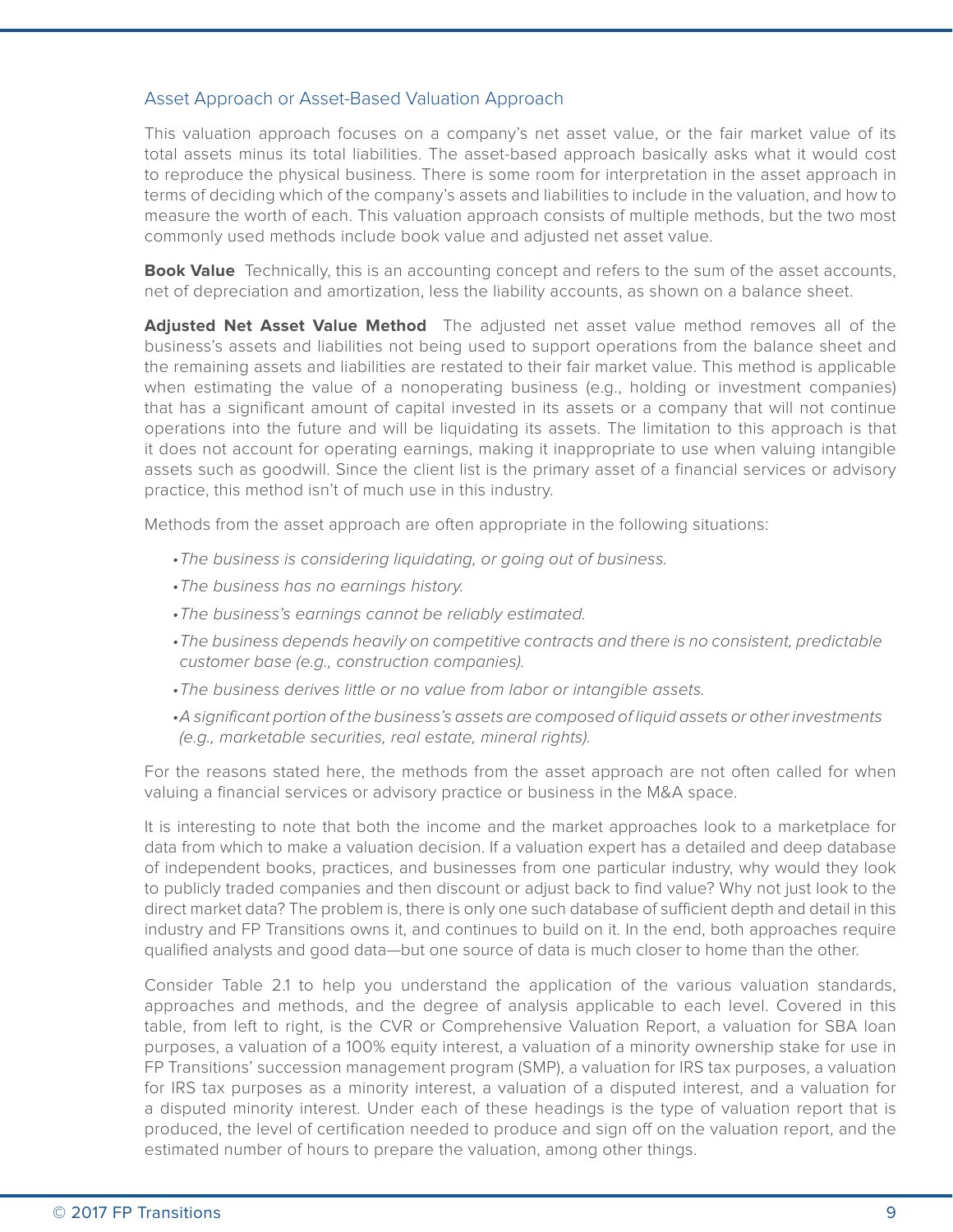## Asset Approach or Asset-Based Valuation Approach

This valuation approach focuses on a company's net asset value, or the fair market value of its total assets minus its total liabilities. The asset-based approach basically asks what it would cost to reproduce the physical business. There is some room for interpretation in the asset approach in terms of deciding which of the company's assets and liabilities to include in the valuation, and how to measure the worth of each. This valuation approach consists of multiple methods, but the two most commonly used methods include book value and adjusted net asset value.

**Book Value** Technically, this is an accounting concept and refers to the sum of the asset accounts, net of depreciation and amortization, less the liability accounts, as shown on a balance sheet.

**Adjusted Net Asset Value Method** The adjusted net asset value method removes all of the business's assets and liabilities not being used to support operations from the balance sheet and the remaining assets and liabilities are restated to their fair market value. This method is applicable when estimating the value of a nonoperating business (e.g., holding or investment companies) that has a significant amount of capital invested in its assets or a company that will not continue operations into the future and will be liquidating its assets. The limitation to this approach is that it does not account for operating earnings, making it inappropriate to use when valuing intangible assets such as goodwill. Since the client list is the primary asset of a financial services or advisory practice, this method isn't of much use in this industry.

Methods from the asset approach are often appropriate in the following situations:

- *The business is considering liquidating, or going out of business.*
- *The business has no earnings history.*
- *The business's earnings cannot be reliably estimated.*
- *The business depends heavily on competitive contracts and there is no consistent, predictable customer base (e.g., construction companies).*
- *The business derives little or no value from labor or intangible assets.*
- *A significant portion of the business's assets are composed of liquid assets or other investments (e.g., marketable securities, real estate, mineral rights).*

For the reasons stated here, the methods from the asset approach are not often called for when valuing a financial services or advisory practice or business in the M&A space.

It is interesting to note that both the income and the market approaches look to a marketplace for data from which to make a valuation decision. If a valuation expert has a detailed and deep database of independent books, practices, and businesses from one particular industry, why would they look to publicly traded companies and then discount or adjust back to find value? Why not just look to the direct market data? The problem is, there is only one such database of sufficient depth and detail in this industry and FP Transitions owns it, and continues to build on it. In the end, both approaches require qualified analysts and good data—but one source of data is much closer to home than the other.

Consider Table 2.1 to help you understand the application of the various valuation standards, approaches and methods, and the degree of analysis applicable to each level. Covered in this table, from left to right, is the CVR or Comprehensive Valuation Report, a valuation for SBA loan purposes, a valuation of a 100% equity interest, a valuation of a minority ownership stake for use in FP Transitions' succession management program (SMP), a valuation for IRS tax purposes, a valuation for IRS tax purposes as a minority interest, a valuation of a disputed interest, and a valuation for a disputed minority interest. Under each of these headings is the type of valuation report that is produced, the level of certification needed to produce and sign off on the valuation report, and the estimated number of hours to prepare the valuation, among other things.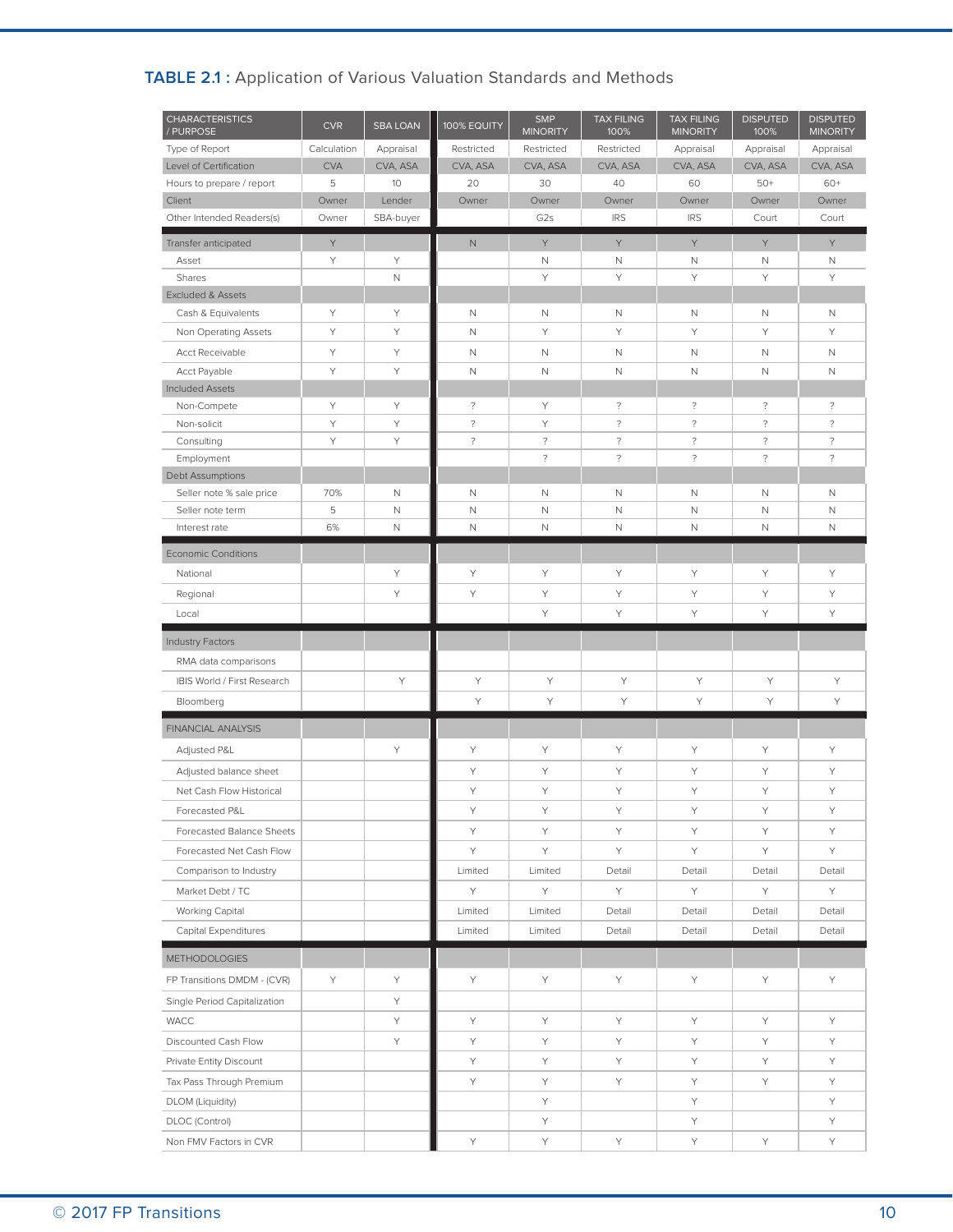**TABLE 2.1 :** Application of Various Valuation Standards and Methods

| CHARACTERISTICS / PURPOSE | CVR | SBA LOAN | 100% EQUITY | SMP MINORITY | TAX FILING 100% | TAX FILING MINORITY | DISPUTED 100% | DISPUTED MINORITY |
|---|---|---|---|---|---|---|---|---|
| Type of Report | Calculation | Appraisal | Restricted | Restricted | Restricted | Appraisal | Appraisal | Appraisal |
| Level of Certification | CVA | CVA, ASA | CVA, ASA | CVA, ASA | CVA, ASA | CVA, ASA | CVA, ASA | CVA, ASA |
| Hours to prepare / report | 5 | 10 | 20 | 30 | 40 | 60 | 50+ | 60+ |
| Client | Owner | Lender | Owner | Owner | Owner | Owner | Owner | Owner |
| Other Intended Readers(s) | Owner | SBA-buyer | | G2s | IRS | IRS | Court | Court |
| Transfer anticipated | Y | | N | Y | Y | Y | Y | Y |
| Asset | Y | Y | | N | N | N | N | N |
| Shares | | N | | Y | Y | Y | Y | Y |
| Excluded & Assets | | | | | | | | |
| Cash & Equivalents | Y | Y | N | N | N | N | N | N |
| Non Operating Assets | Y | Y | N | Y | Y | Y | Y | Y |
| Acct Receivable | Y | Y | N | N | N | N | N | N |
| Acct Payable | Y | Y | N | N | N | N | N | N |
| Included Assets | | | | | | | | |
| Non-Compete | Y | Y | ? | Y | ? | ? | ? | ? |
| Non-solicit | Y | Y | ? | Y | ? | ? | ? | ? |
| Consulting | Y | Y | ? | ? | ? | ? | ? | ? |
| Employment | | | | ? | ? | ? | ? | ? |
| Debt Assumptions | | | | | | | | |
| Seller note % sale price | 70% | N | N | N | N | N | N | N |
| Seller note term | 5 | N | N | N | N | N | N | N |
| Interest rate | 6% | N | N | N | N | N | N | N |
| Economic Conditions | | | | | | | | |
| National | | Y | Y | Y | Y | Y | Y | Y |
| Regional | | Y | Y | Y | Y | Y | Y | Y |
| Local | | | | Y | Y | Y | Y | Y |
| Industry Factors | | | | | | | | |
| RMA data comparisons | | | | | | | | |
| IBIS World / First Research | | Y | Y | Y | Y | Y | Y | Y |
| Bloomberg | | | Y | Y | Y | Y | Y | Y |
| FINANCIAL ANALYSIS | | | | | | | | |
| Adjusted P&L | | Y | Y | Y | Y | Y | Y | Y |
| Adjusted balance sheet | | | Y | Y | Y | Y | Y | Y |
| Net Cash Flow Historical | | | Y | Y | Y | Y | Y | Y |
| Forecasted P&L | | | Y | Y | Y | Y | Y | Y |
| Forecasted Balance Sheets | | | Y | Y | Y | Y | Y | Y |
| Forecasted Net Cash Flow | | | Y | Y | Y | Y | Y | Y |
| Comparison to Industry | | | Limited | Limited | Detail | Detail | Detail | Detail |
| Market Debt / TC | | | Y | Y | Y | Y | Y | Y |
| Working Capital | | | Limited | Limited | Detail | Detail | Detail | Detail |
| Capital Expenditures | | | Limited | Limited | Detail | Detail | Detail | Detail |
| METHODOLOGIES | | | | | | | | |
| FP Transitions DMDM - (CVR) | Y | Y | Y | Y | Y | Y | Y | Y |
| Single Period Capitalization | | Y | | | | | | |
| WACC | | Y | Y | Y | Y | Y | Y | Y |
| Discounted Cash Flow | | Y | Y | Y | Y | Y | Y | Y |
| Private Entity Discount | | | Y | Y | Y | Y | Y | Y |
| Tax Pass Through Premium | | | Y | Y | Y | Y | Y | Y |
| DLOM (Liquidity) | | | | Y | | Y | | Y |
| DLOC (Control) | | | | Y | | Y | | Y |
| Non FMV Factors in CVR | | | Y | Y | Y | Y | Y | Y |

© 2017 FP Transitions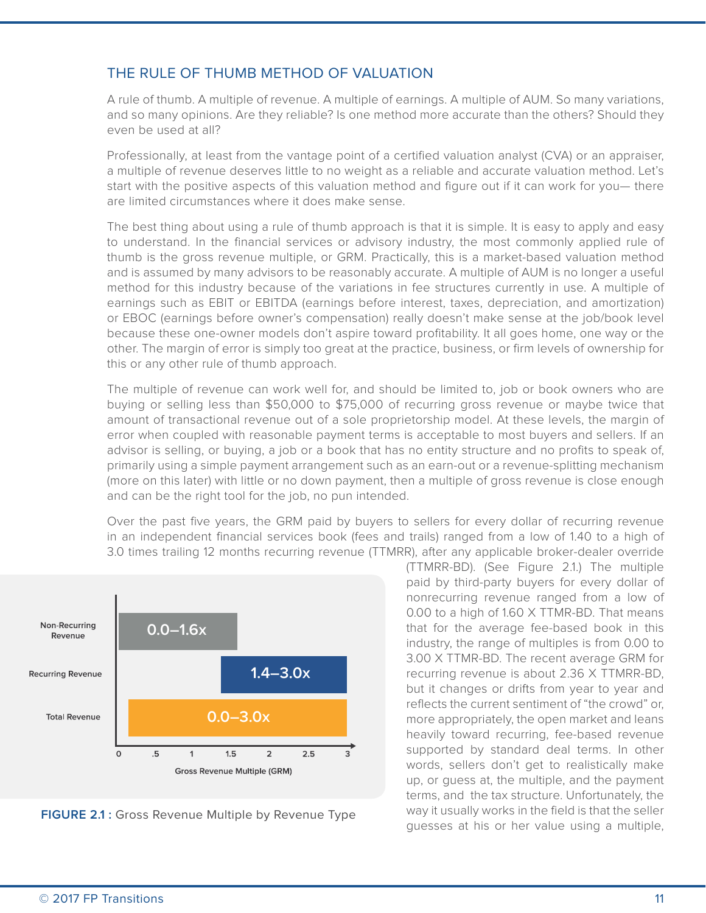## THE RULE OF THUMB METHOD OF VALUATION

A rule of thumb. A multiple of revenue. A multiple of earnings. A multiple of AUM. So many variations, and so many opinions. Are they reliable? Is one method more accurate than the others? Should they even be used at all?

Professionally, at least from the vantage point of a certified valuation analyst (CVA) or an appraiser, a multiple of revenue deserves little to no weight as a reliable and accurate valuation method. Let's start with the positive aspects of this valuation method and figure out if it can work for you— there are limited circumstances where it does make sense.

The best thing about using a rule of thumb approach is that it is simple. It is easy to apply and easy to understand. In the financial services or advisory industry, the most commonly applied rule of thumb is the gross revenue multiple, or GRM. Practically, this is a market-based valuation method and is assumed by many advisors to be reasonably accurate. A multiple of AUM is no longer a useful method for this industry because of the variations in fee structures currently in use. A multiple of earnings such as EBIT or EBITDA (earnings before interest, taxes, depreciation, and amortization) or EBOC (earnings before owner's compensation) really doesn't make sense at the job/book level because these one-owner models don't aspire toward profitability. It all goes home, one way or the other. The margin of error is simply too great at the practice, business, or firm levels of ownership for this or any other rule of thumb approach.

The multiple of revenue can work well for, and should be limited to, job or book owners who are buying or selling less than $50,000 to $75,000 of recurring gross revenue or maybe twice that amount of transactional revenue out of a sole proprietorship model. At these levels, the margin of error when coupled with reasonable payment terms is acceptable to most buyers and sellers. If an advisor is selling, or buying, a job or a book that has no entity structure and no profits to speak of, primarily using a simple payment arrangement such as an earn-out or a revenue-splitting mechanism (more on this later) with little or no down payment, then a multiple of gross revenue is close enough and can be the right tool for the job, no pun intended.

Over the past five years, the GRM paid by buyers to sellers for every dollar of recurring revenue in an independent financial services book (fees and trails) ranged from a low of 1.40 to a high of 3.0 times trailing 12 months recurring revenue (TTMRR), after any applicable broker-dealer override (TTMRR-BD). (See Figure 2.1.) The multiple paid by third-party buyers for every dollar of nonrecurring revenue ranged from a low of 0.00 to a high of 1.60 X TTMR-BD. That means that for the average fee-based book in this industry, the range of multiples is from 0.00 to 3.00 X TTMR-BD. The recent average GRM for recurring revenue is about 2.36 X TTMRR-BD, but it changes or drifts from year to year and reflects the current sentiment of "the crowd" or, more appropriately, the open market and leans heavily toward recurring, fee-based revenue supported by standard deal terms. In other words, sellers don't get to realistically make up, or guess at, the multiple, and the payment terms, and the tax structure. Unfortunately, the way it usually works in the field is that the seller guesses at his or her value using a multiple,

Non-Recurring Revenue: 0.0–1.6x
Recurring Revenue: 1.4–3.0x
Total Revenue: 0.0–3.0x
0 .5 1 1.5 2 2.5 3
Gross Revenue Multiple (GRM)

**FIGURE 2.1 :** Gross Revenue Multiple by Revenue Type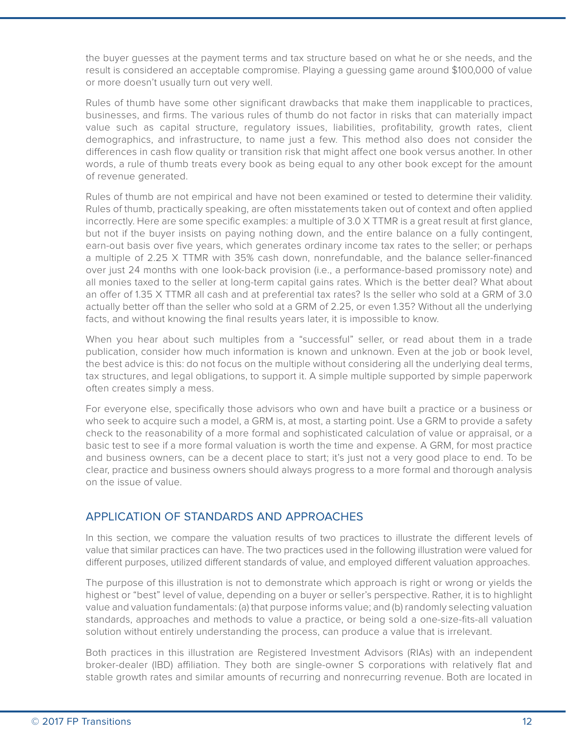the buyer guesses at the payment terms and tax structure based on what he or she needs, and the result is considered an acceptable compromise. Playing a guessing game around $100,000 of value or more doesn't usually turn out very well.

Rules of thumb have some other significant drawbacks that make them inapplicable to practices, businesses, and firms. The various rules of thumb do not factor in risks that can materially impact value such as capital structure, regulatory issues, liabilities, profitability, growth rates, client demographics, and infrastructure, to name just a few. This method also does not consider the differences in cash flow quality or transition risk that might affect one book versus another. In other words, a rule of thumb treats every book as being equal to any other book except for the amount of revenue generated.

Rules of thumb are not empirical and have not been examined or tested to determine their validity. Rules of thumb, practically speaking, are often misstatements taken out of context and often applied incorrectly. Here are some specific examples: a multiple of 3.0 X TTMR is a great result at first glance, but not if the buyer insists on paying nothing down, and the entire balance on a fully contingent, earn-out basis over five years, which generates ordinary income tax rates to the seller; or perhaps a multiple of 2.25 X TTMR with 35% cash down, nonrefundable, and the balance seller-financed over just 24 months with one look-back provision (i.e., a performance-based promissory note) and all monies taxed to the seller at long-term capital gains rates. Which is the better deal? What about an offer of 1.35 X TTMR all cash and at preferential tax rates? Is the seller who sold at a GRM of 3.0 actually better off than the seller who sold at a GRM of 2.25, or even 1.35? Without all the underlying facts, and without knowing the final results years later, it is impossible to know.

When you hear about such multiples from a "successful" seller, or read about them in a trade publication, consider how much information is known and unknown. Even at the job or book level, the best advice is this: do not focus on the multiple without considering all the underlying deal terms, tax structures, and legal obligations, to support it. A simple multiple supported by simple paperwork often creates simply a mess.

For everyone else, specifically those advisors who own and have built a practice or a business or who seek to acquire such a model, a GRM is, at most, a starting point. Use a GRM to provide a safety check to the reasonability of a more formal and sophisticated calculation of value or appraisal, or a basic test to see if a more formal valuation is worth the time and expense. A GRM, for most practice and business owners, can be a decent place to start; it's just not a very good place to end. To be clear, practice and business owners should always progress to a more formal and thorough analysis on the issue of value.

## APPLICATION OF STANDARDS AND APPROACHES

In this section, we compare the valuation results of two practices to illustrate the different levels of value that similar practices can have. The two practices used in the following illustration were valued for different purposes, utilized different standards of value, and employed different valuation approaches.

The purpose of this illustration is not to demonstrate which approach is right or wrong or yields the highest or "best" level of value, depending on a buyer or seller's perspective. Rather, it is to highlight value and valuation fundamentals: (a) that purpose informs value; and (b) randomly selecting valuation standards, approaches and methods to value a practice, or being sold a one-size-fits-all valuation solution without entirely understanding the process, can produce a value that is irrelevant.

Both practices in this illustration are Registered Investment Advisors (RIAs) with an independent broker-dealer (IBD) affiliation. They both are single-owner S corporations with relatively flat and stable growth rates and similar amounts of recurring and nonrecurring revenue. Both are located in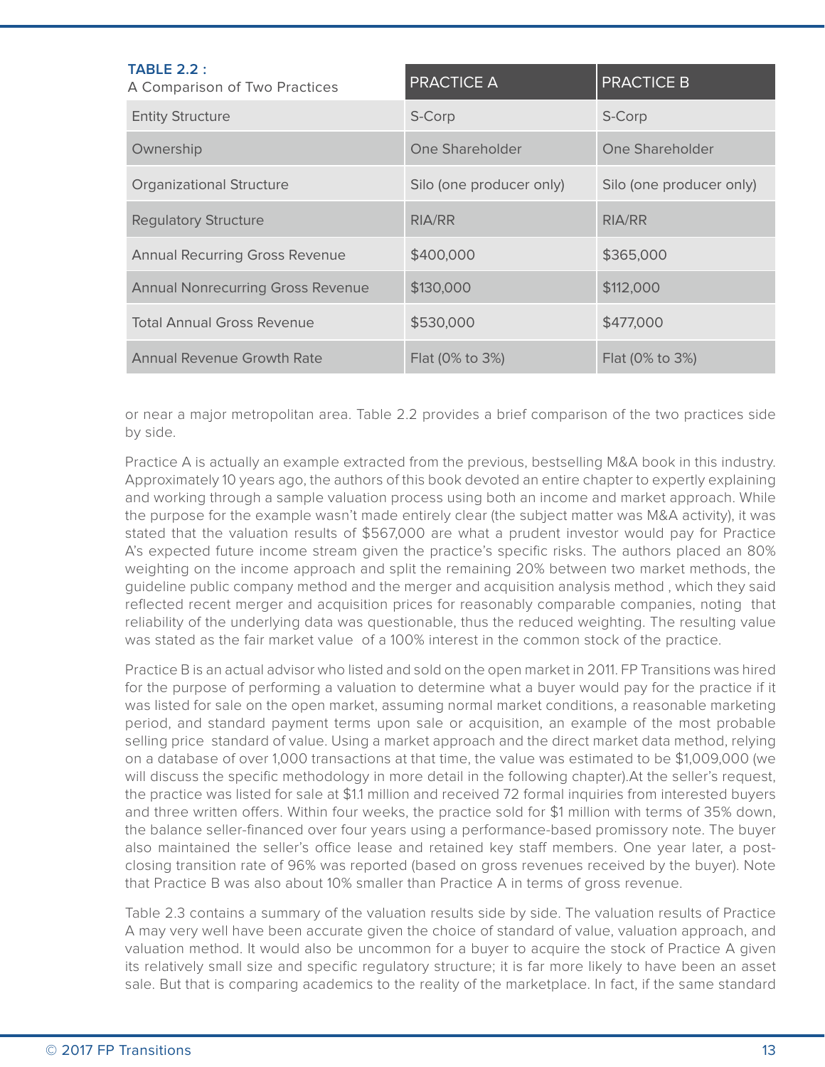| **TABLE 2.2 :** A Comparison of Two Practices | PRACTICE A | PRACTICE B |
|---|---|---|
| Entity Structure | S-Corp | S-Corp |
| Ownership | One Shareholder | One Shareholder |
| Organizational Structure | Silo (one producer only) | Silo (one producer only) |
| Regulatory Structure | RIA/RR | RIA/RR |
| Annual Recurring Gross Revenue | $400,000 | $365,000 |
| Annual Nonrecurring Gross Revenue | $130,000 | $112,000 |
| Total Annual Gross Revenue | $530,000 | $477,000 |
| Annual Revenue Growth Rate | Flat (0% to 3%) | Flat (0% to 3%) |

or near a major metropolitan area. Table 2.2 provides a brief comparison of the two practices side by side.

Practice A is actually an example extracted from the previous, bestselling M&A book in this industry. Approximately 10 years ago, the authors of this book devoted an entire chapter to expertly explaining and working through a sample valuation process using both an income and market approach. While the purpose for the example wasn't made entirely clear (the subject matter was M&A activity), it was stated that the valuation results of $567,000 are what a prudent investor would pay for Practice A's expected future income stream given the practice's specific risks. The authors placed an 80% weighting on the income approach and split the remaining 20% between two market methods, the guideline public company method and the merger and acquisition analysis method , which they said reflected recent merger and acquisition prices for reasonably comparable companies, noting that reliability of the underlying data was questionable, thus the reduced weighting. The resulting value was stated as the fair market value of a 100% interest in the common stock of the practice.

Practice B is an actual advisor who listed and sold on the open market in 2011. FP Transitions was hired for the purpose of performing a valuation to determine what a buyer would pay for the practice if it was listed for sale on the open market, assuming normal market conditions, a reasonable marketing period, and standard payment terms upon sale or acquisition, an example of the most probable selling price standard of value. Using a market approach and the direct market data method, relying on a database of over 1,000 transactions at that time, the value was estimated to be $1,009,000 (we will discuss the specific methodology in more detail in the following chapter).At the seller's request, the practice was listed for sale at $1.1 million and received 72 formal inquiries from interested buyers and three written offers. Within four weeks, the practice sold for $1 million with terms of 35% down, the balance seller-financed over four years using a performance-based promissory note. The buyer also maintained the seller's office lease and retained key staff members. One year later, a post-closing transition rate of 96% was reported (based on gross revenues received by the buyer). Note that Practice B was also about 10% smaller than Practice A in terms of gross revenue.

Table 2.3 contains a summary of the valuation results side by side. The valuation results of Practice A may very well have been accurate given the choice of standard of value, valuation approach, and valuation method. It would also be uncommon for a buyer to acquire the stock of Practice A given its relatively small size and specific regulatory structure; it is far more likely to have been an asset sale. But that is comparing academics to the reality of the marketplace. In fact, if the same standard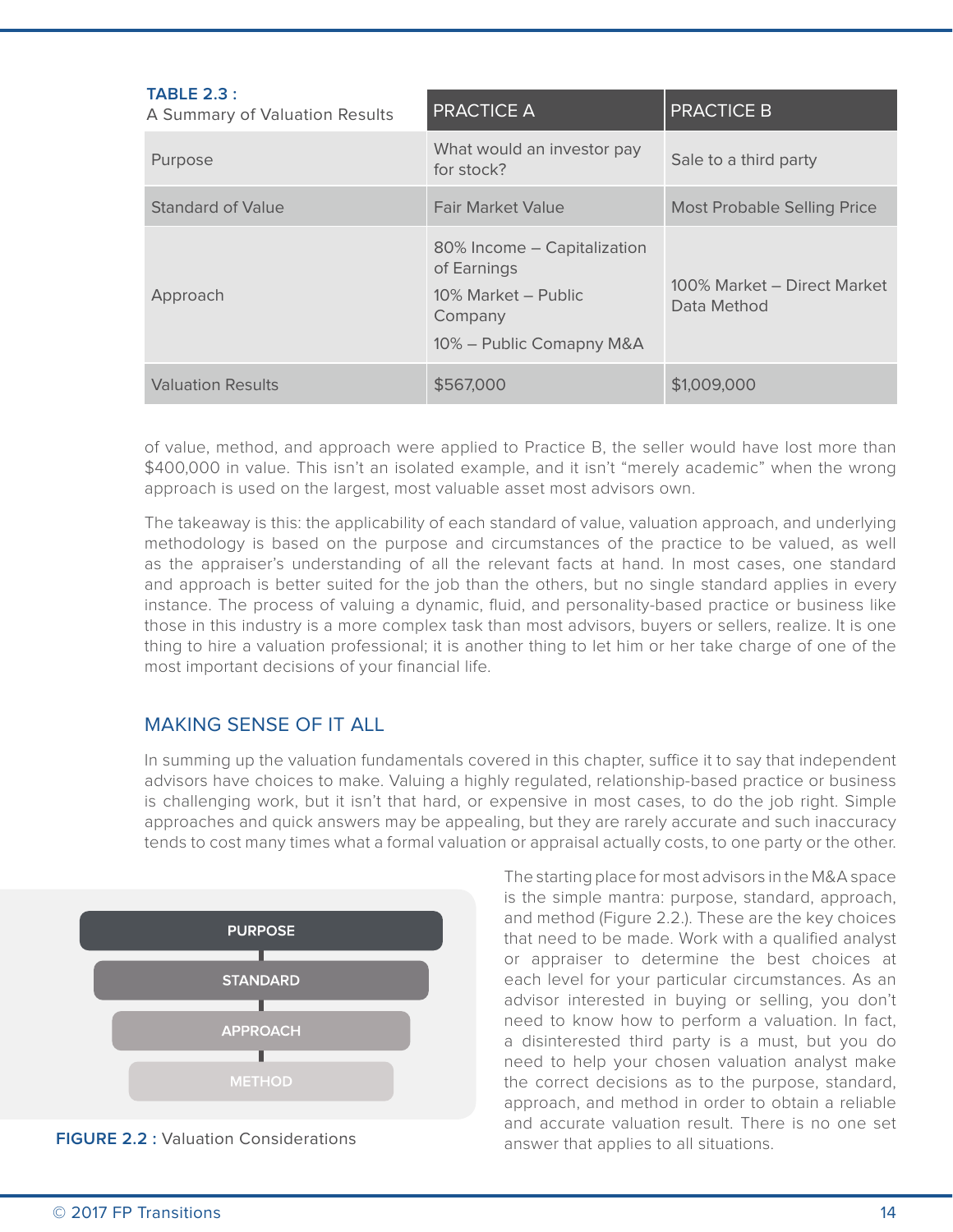**TABLE 2.3 :** A Summary of Valuation Results

| | PRACTICE A | PRACTICE B |
|---|---|---|
| Purpose | What would an investor pay for stock? | Sale to a third party |
| Standard of Value | Fair Market Value | Most Probable Selling Price |
| Approach | 80% Income – Capitalization of Earnings<br>10% Market – Public Company<br>10% – Public Comapny M&A | 100% Market – Direct Market Data Method |
| Valuation Results | $567,000 | $1,009,000 |

of value, method, and approach were applied to Practice B, the seller would have lost more than $400,000 in value. This isn't an isolated example, and it isn't "merely academic" when the wrong approach is used on the largest, most valuable asset most advisors own.

The takeaway is this: the applicability of each standard of value, valuation approach, and underlying methodology is based on the purpose and circumstances of the practice to be valued, as well as the appraiser's understanding of all the relevant facts at hand. In most cases, one standard and approach is better suited for the job than the others, but no single standard applies in every instance. The process of valuing a dynamic, fluid, and personality-based practice or business like those in this industry is a more complex task than most advisors, buyers or sellers, realize. It is one thing to hire a valuation professional; it is another thing to let him or her take charge of one of the most important decisions of your financial life.

## MAKING SENSE OF IT ALL

In summing up the valuation fundamentals covered in this chapter, suffice it to say that independent advisors have choices to make. Valuing a highly regulated, relationship-based practice or business is challenging work, but it isn't that hard, or expensive in most cases, to do the job right. Simple approaches and quick answers may be appealing, but they are rarely accurate and such inaccuracy tends to cost many times what a formal valuation or appraisal actually costs, to one party or the other.

PURPOSE

STANDARD

APPROACH

METHOD

**FIGURE 2.2 :** Valuation Considerations

The starting place for most advisors in the M&A space is the simple mantra: purpose, standard, approach, and method (Figure 2.2.). These are the key choices that need to be made. Work with a qualified analyst or appraiser to determine the best choices at each level for your particular circumstances. As an advisor interested in buying or selling, you don't need to know how to perform a valuation. In fact, a disinterested third party is a must, but you do need to help your chosen valuation analyst make the correct decisions as to the purpose, standard, approach, and method in order to obtain a reliable and accurate valuation result. There is no one set answer that applies to all situations.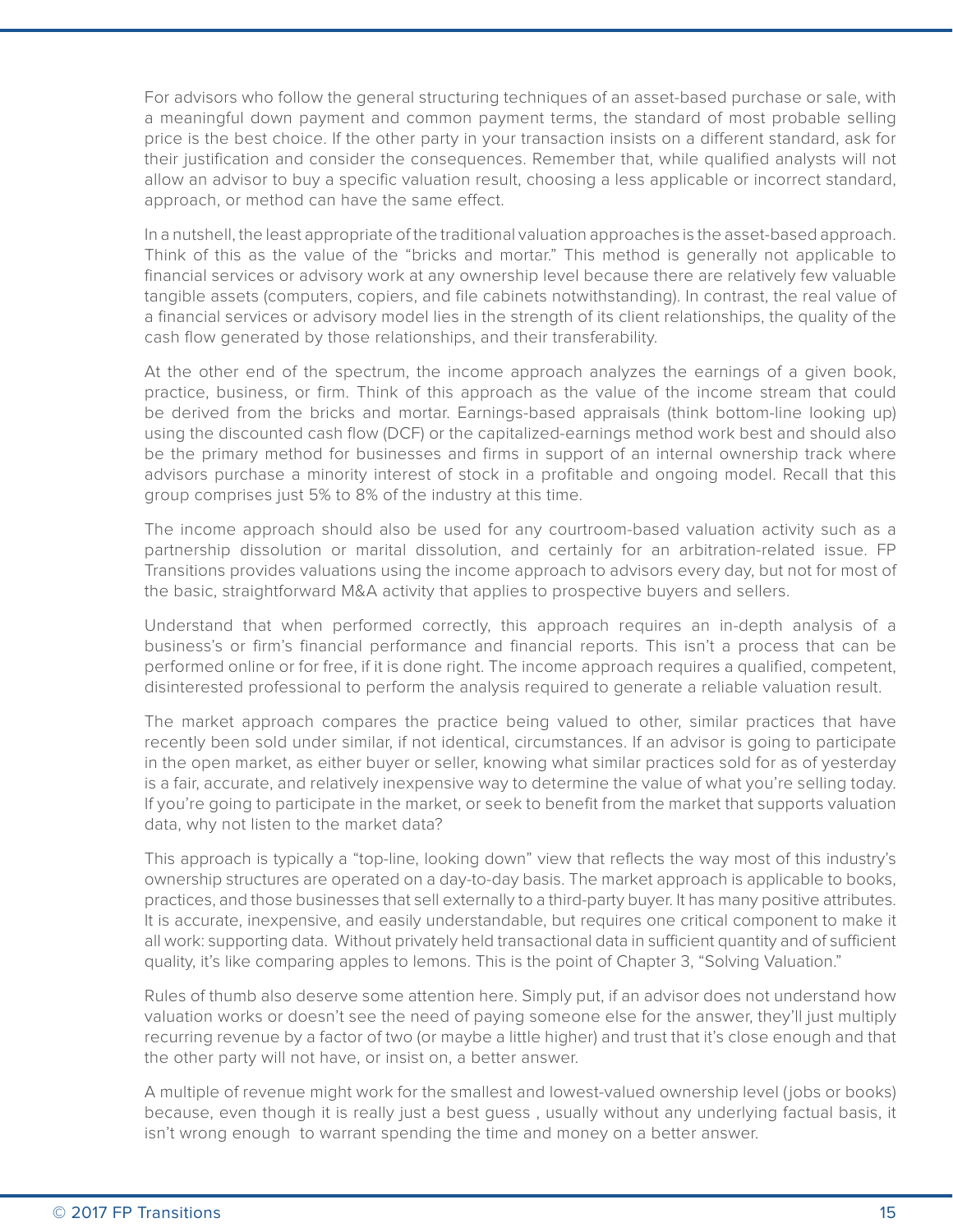For advisors who follow the general structuring techniques of an asset-based purchase or sale, with a meaningful down payment and common payment terms, the standard of most probable selling price is the best choice. If the other party in your transaction insists on a different standard, ask for their justification and consider the consequences. Remember that, while qualified analysts will not allow an advisor to buy a specific valuation result, choosing a less applicable or incorrect standard, approach, or method can have the same effect.

In a nutshell, the least appropriate of the traditional valuation approaches is the asset-based approach. Think of this as the value of the "bricks and mortar." This method is generally not applicable to financial services or advisory work at any ownership level because there are relatively few valuable tangible assets (computers, copiers, and file cabinets notwithstanding). In contrast, the real value of a financial services or advisory model lies in the strength of its client relationships, the quality of the cash flow generated by those relationships, and their transferability.

At the other end of the spectrum, the income approach analyzes the earnings of a given book, practice, business, or firm. Think of this approach as the value of the income stream that could be derived from the bricks and mortar. Earnings-based appraisals (think bottom-line looking up) using the discounted cash flow (DCF) or the capitalized-earnings method work best and should also be the primary method for businesses and firms in support of an internal ownership track where advisors purchase a minority interest of stock in a profitable and ongoing model. Recall that this group comprises just 5% to 8% of the industry at this time.

The income approach should also be used for any courtroom-based valuation activity such as a partnership dissolution or marital dissolution, and certainly for an arbitration-related issue. FP Transitions provides valuations using the income approach to advisors every day, but not for most of the basic, straightforward M&A activity that applies to prospective buyers and sellers.

Understand that when performed correctly, this approach requires an in-depth analysis of a business's or firm's financial performance and financial reports. This isn't a process that can be performed online or for free, if it is done right. The income approach requires a qualified, competent, disinterested professional to perform the analysis required to generate a reliable valuation result.

The market approach compares the practice being valued to other, similar practices that have recently been sold under similar, if not identical, circumstances. If an advisor is going to participate in the open market, as either buyer or seller, knowing what similar practices sold for as of yesterday is a fair, accurate, and relatively inexpensive way to determine the value of what you're selling today. If you're going to participate in the market, or seek to benefit from the market that supports valuation data, why not listen to the market data?

This approach is typically a "top-line, looking down" view that reflects the way most of this industry's ownership structures are operated on a day-to-day basis. The market approach is applicable to books, practices, and those businesses that sell externally to a third-party buyer. It has many positive attributes. It is accurate, inexpensive, and easily understandable, but requires one critical component to make it all work: supporting data. Without privately held transactional data in sufficient quantity and of sufficient quality, it's like comparing apples to lemons. This is the point of Chapter 3, "Solving Valuation."

Rules of thumb also deserve some attention here. Simply put, if an advisor does not understand how valuation works or doesn't see the need of paying someone else for the answer, they'll just multiply recurring revenue by a factor of two (or maybe a little higher) and trust that it's close enough and that the other party will not have, or insist on, a better answer.

A multiple of revenue might work for the smallest and lowest-valued ownership level (jobs or books) because, even though it is really just a best guess , usually without any underlying factual basis, it isn't wrong enough to warrant spending the time and money on a better answer.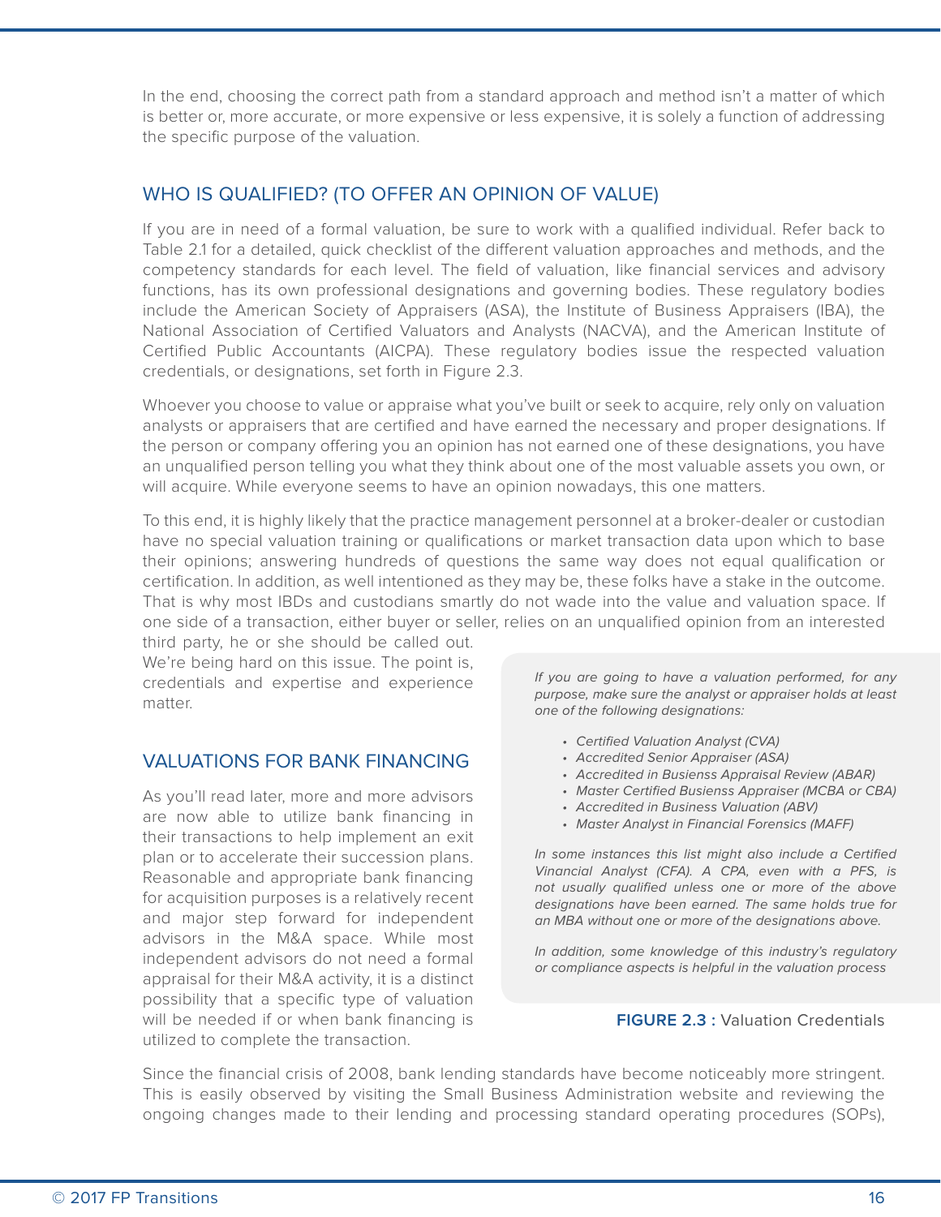In the end, choosing the correct path from a standard approach and method isn't a matter of which is better or, more accurate, or more expensive or less expensive, it is solely a function of addressing the specific purpose of the valuation.

## WHO IS QUALIFIED? (TO OFFER AN OPINION OF VALUE)

If you are in need of a formal valuation, be sure to work with a qualified individual. Refer back to Table 2.1 for a detailed, quick checklist of the different valuation approaches and methods, and the competency standards for each level. The field of valuation, like financial services and advisory functions, has its own professional designations and governing bodies. These regulatory bodies include the American Society of Appraisers (ASA), the Institute of Business Appraisers (IBA), the National Association of Certified Valuators and Analysts (NACVA), and the American Institute of Certified Public Accountants (AICPA). These regulatory bodies issue the respected valuation credentials, or designations, set forth in Figure 2.3.

Whoever you choose to value or appraise what you've built or seek to acquire, rely only on valuation analysts or appraisers that are certified and have earned the necessary and proper designations. If the person or company offering you an opinion has not earned one of these designations, you have an unqualified person telling you what they think about one of the most valuable assets you own, or will acquire. While everyone seems to have an opinion nowadays, this one matters.

To this end, it is highly likely that the practice management personnel at a broker-dealer or custodian have no special valuation training or qualifications or market transaction data upon which to base their opinions; answering hundreds of questions the same way does not equal qualification or certification. In addition, as well intentioned as they may be, these folks have a stake in the outcome. That is why most IBDs and custodians smartly do not wade into the value and valuation space. If one side of a transaction, either buyer or seller, relies on an unqualified opinion from an interested third party, he or she should be called out. We're being hard on this issue. The point is, credentials and expertise and experience matter.

*If you are going to have a valuation performed, for any purpose, make sure the analyst or appraiser holds at least one of the following designations:*

- *Certified Valuation Analyst (CVA)*
- *Accredited Senior Appraiser (ASA)*
- *Accredited in Busienss Appraisal Review (ABAR)*
- *Master Certified Busienss Appraiser (MCBA or CBA)*
- *Accredited in Business Valuation (ABV)*
- *Master Analyst in Financial Forensics (MAFF)*

*In some instances this list might also include a Certified Vinancial Analyst (CFA). A CPA, even with a PFS, is not usually qualified unless one or more of the above designations have been earned. The same holds true for an MBA without one or more of the designations above.*

*In addition, some knowledge of this industry's regulatory or compliance aspects is helpful in the valuation process*

**FIGURE 2.3 :** Valuation Credentials

## VALUATIONS FOR BANK FINANCING

As you'll read later, more and more advisors are now able to utilize bank financing in their transactions to help implement an exit plan or to accelerate their succession plans. Reasonable and appropriate bank financing for acquisition purposes is a relatively recent and major step forward for independent advisors in the M&A space. While most independent advisors do not need a formal appraisal for their M&A activity, it is a distinct possibility that a specific type of valuation will be needed if or when bank financing is utilized to complete the transaction.

Since the financial crisis of 2008, bank lending standards have become noticeably more stringent. This is easily observed by visiting the Small Business Administration website and reviewing the ongoing changes made to their lending and processing standard operating procedures (SOPs),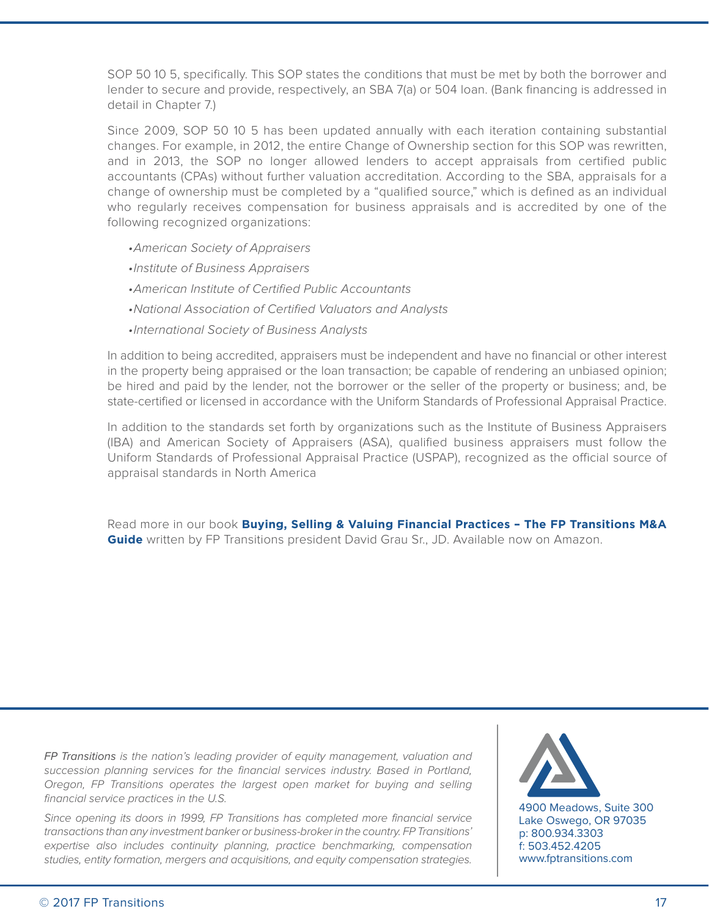SOP 50 10 5, specifically. This SOP states the conditions that must be met by both the borrower and lender to secure and provide, respectively, an SBA 7(a) or 504 loan. (Bank financing is addressed in detail in Chapter 7.)

Since 2009, SOP 50 10 5 has been updated annually with each iteration containing substantial changes. For example, in 2012, the entire Change of Ownership section for this SOP was rewritten, and in 2013, the SOP no longer allowed lenders to accept appraisals from certified public accountants (CPAs) without further valuation accreditation. According to the SBA, appraisals for a change of ownership must be completed by a "qualified source," which is defined as an individual who regularly receives compensation for business appraisals and is accredited by one of the following recognized organizations:

- *American Society of Appraisers*
- *Institute of Business Appraisers*
- *American Institute of Certified Public Accountants*
- *National Association of Certified Valuators and Analysts*
- *International Society of Business Analysts*

In addition to being accredited, appraisers must be independent and have no financial or other interest in the property being appraised or the loan transaction; be capable of rendering an unbiased opinion; be hired and paid by the lender, not the borrower or the seller of the property or business; and, be state-certified or licensed in accordance with the Uniform Standards of Professional Appraisal Practice.

In addition to the standards set forth by organizations such as the Institute of Business Appraisers (IBA) and American Society of Appraisers (ASA), qualified business appraisers must follow the Uniform Standards of Professional Appraisal Practice (USPAP), recognized as the official source of appraisal standards in North America

Read more in our book **Buying, Selling & Valuing Financial Practices – The FP Transitions M&A Guide** written by FP Transitions president David Grau Sr., JD. Available now on Amazon.

*FP Transitions is the nation's leading provider of equity management, valuation and succession planning services for the financial services industry. Based in Portland, Oregon, FP Transitions operates the largest open market for buying and selling financial service practices in the U.S.*

*Since opening its doors in 1999, FP Transitions has completed more financial service transactions than any investment banker or business-broker in the country. FP Transitions' expertise also includes continuity planning, practice benchmarking, compensation studies, entity formation, mergers and acquisitions, and equity compensation strategies.*

4900 Meadows, Suite 300
Lake Oswego, OR 97035
p: 800.934.3303
f: 503.452.4205
www.fptransitions.com

© 2017 FP Transitions